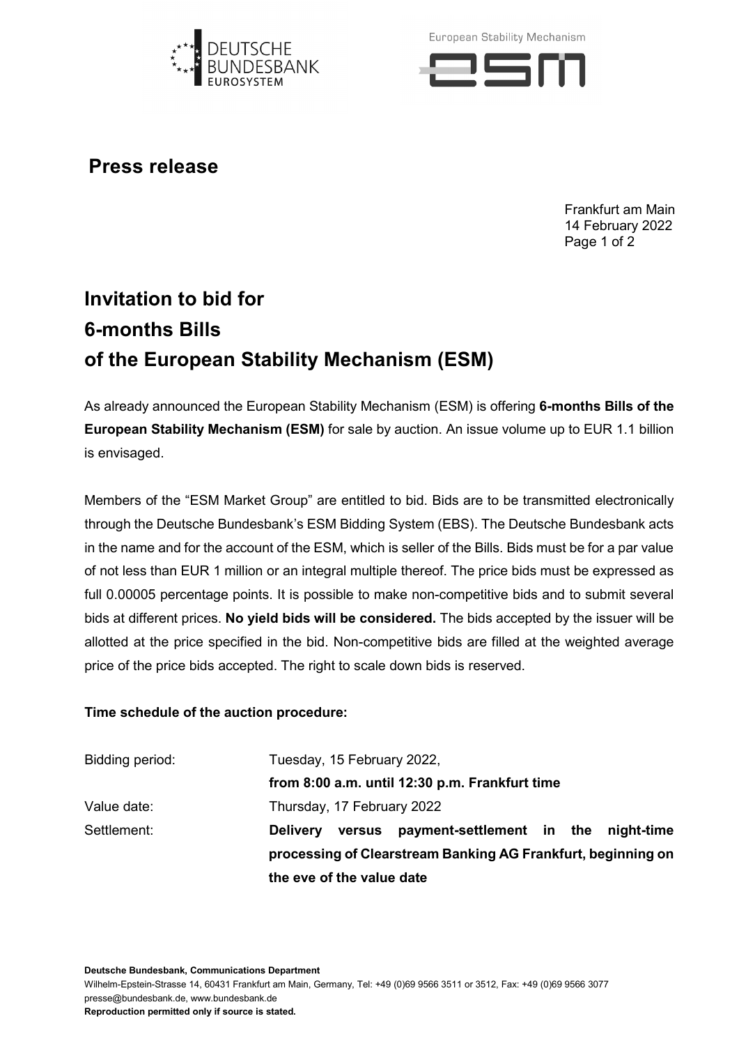# Press release

Frankfurt am Main
14 February 2022

## Invitation to bid for 6-months Bills of the European Stability Mechanism (ESM)

As already announced the European Stability Mechanism (ESM) is offering **6-months Bills of the European Stability Mechanism (ESM)** for sale by auction. An issue volume up to EUR 1.1 billion is envisaged.

Members of the "ESM Market Group" are entitled to bid. Bids are to be transmitted electronically through the Deutsche Bundesbank's ESM Bidding System (EBS). The Deutsche Bundesbank acts in the name and for the account of the ESM, which is seller of the Bills. Bids must be for a par value of not less than EUR 1 million or an integral multiple thereof. The price bids must be expressed as full 0.00005 percentage points. It is possible to make non-competitive bids and to submit several bids at different prices. **No yield bids will be considered.** The bids accepted by the issuer will be allotted at the price specified in the bid. Non-competitive bids are filled at the weighted average price of the price bids accepted. The right to scale down bids is reserved.

**Time schedule of the auction procedure:**

| | |
|---|---|
| Bidding period: | Tuesday, 15 February 2022, **from 8:00 a.m. until 12:30 p.m. Frankfurt time** |
| Value date: | Thursday, 17 February 2022 |
| Settlement: | **Delivery versus payment-settlement in the night-time processing of Clearstream Banking AG Frankfurt, beginning on the eve of the value date** |

**Deutsche Bundesbank, Communications Department**
Wilhelm-Epstein-Strasse 14, 60431 Frankfurt am Main, Germany, Tel: +49 (0)69 9566 3511 or 3512, Fax: +49 (0)69 9566 3077
presse@bundesbank.de, www.bundesbank.de
**Reproduction permitted only if source is stated.**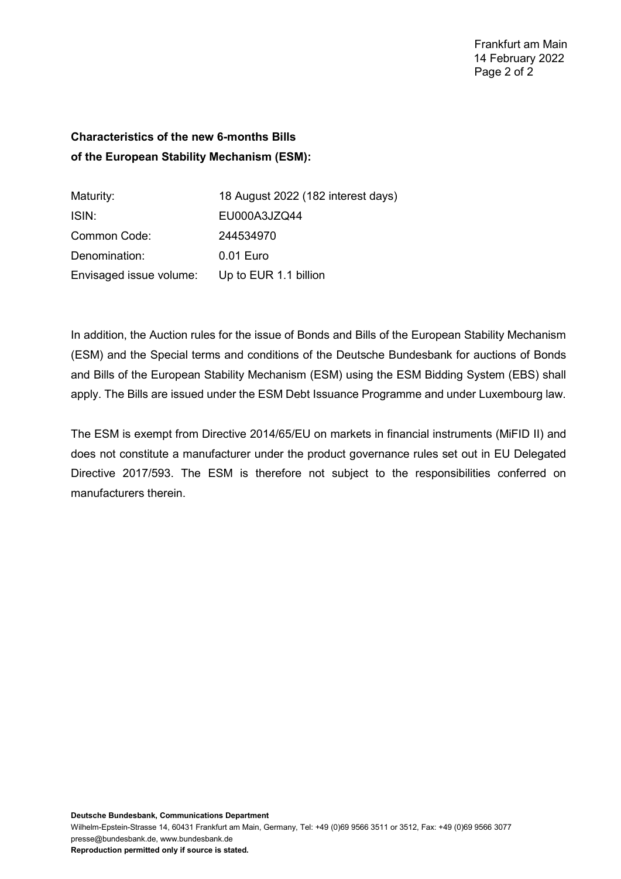**Characteristics of the new 6-months Bills of the European Stability Mechanism (ESM):**

| | |
|---|---|
| Maturity: | 18 August 2022 (182 interest days) |
| ISIN: | EU000A3JZQ44 |
| Common Code: | 244534970 |
| Denomination: | 0.01 Euro |
| Envisaged issue volume: | Up to EUR 1.1 billion |

In addition, the Auction rules for the issue of Bonds and Bills of the European Stability Mechanism (ESM) and the Special terms and conditions of the Deutsche Bundesbank for auctions of Bonds and Bills of the European Stability Mechanism (ESM) using the ESM Bidding System (EBS) shall apply. The Bills are issued under the ESM Debt Issuance Programme and under Luxembourg law.

The ESM is exempt from Directive 2014/65/EU on markets in financial instruments (MiFID II) and does not constitute a manufacturer under the product governance rules set out in EU Delegated Directive 2017/593. The ESM is therefore not subject to the responsibilities conferred on manufacturers therein.

**Deutsche Bundesbank, Communications Department**
Wilhelm-Epstein-Strasse 14, 60431 Frankfurt am Main, Germany, Tel: +49 (0)69 9566 3511 or 3512, Fax: +49 (0)69 9566 3077
presse@bundesbank.de, www.bundesbank.de
**Reproduction permitted only if source is stated.**